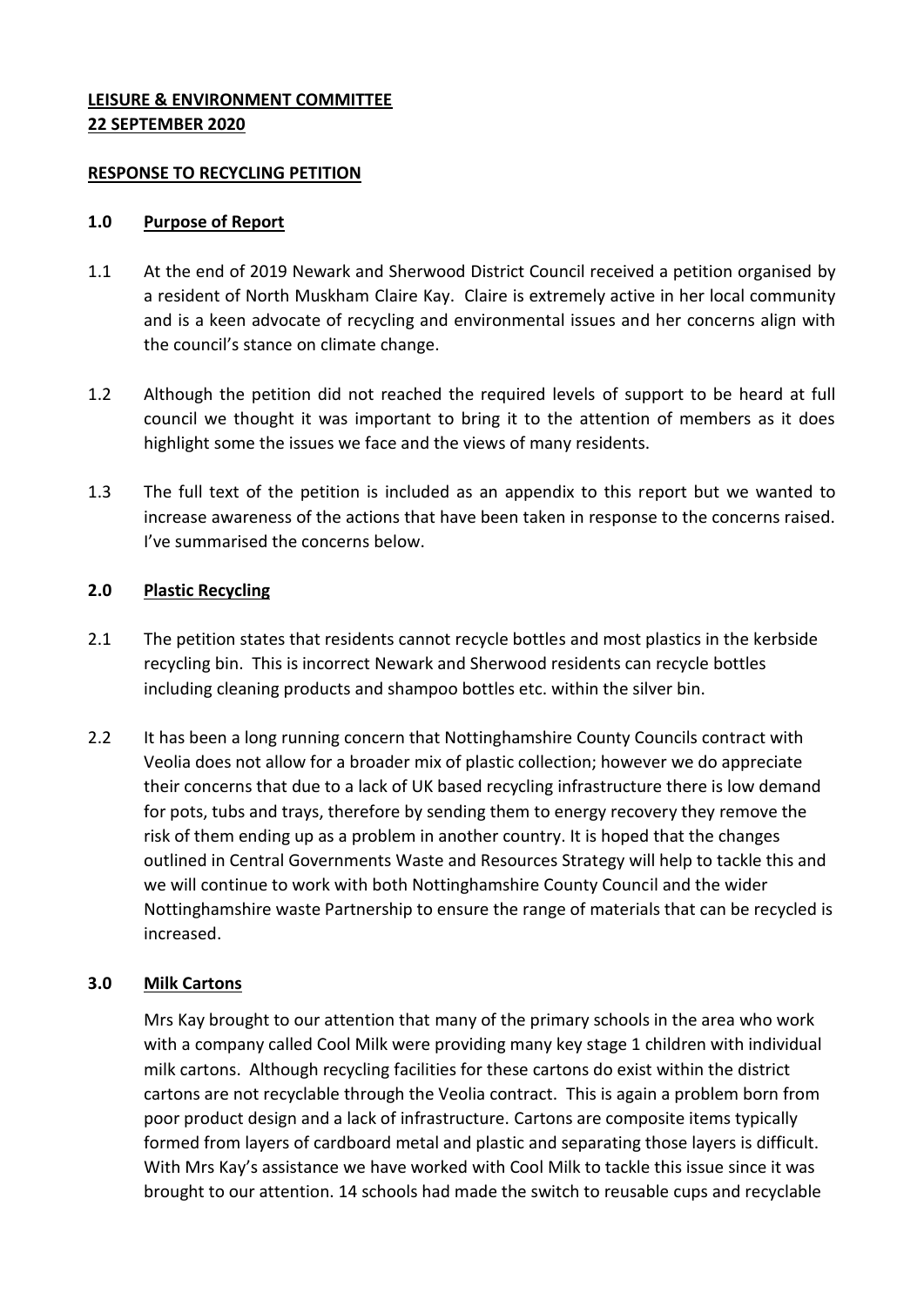**LEISURE & ENVIRONMENT COMMITTEE**
**22 SEPTEMBER 2020**

**RESPONSE TO RECYCLING PETITION**

**1.0 Purpose of Report**

1.1 At the end of 2019 Newark and Sherwood District Council received a petition organised by a resident of North Muskham Claire Kay. Claire is extremely active in her local community and is a keen advocate of recycling and environmental issues and her concerns align with the council's stance on climate change.

1.2 Although the petition did not reached the required levels of support to be heard at full council we thought it was important to bring it to the attention of members as it does highlight some the issues we face and the views of many residents.

1.3 The full text of the petition is included as an appendix to this report but we wanted to increase awareness of the actions that have been taken in response to the concerns raised. I've summarised the concerns below.

**2.0 Plastic Recycling**

2.1 The petition states that residents cannot recycle bottles and most plastics in the kerbside recycling bin. This is incorrect Newark and Sherwood residents can recycle bottles including cleaning products and shampoo bottles etc. within the silver bin.

2.2 It has been a long running concern that Nottinghamshire County Councils contract with Veolia does not allow for a broader mix of plastic collection; however we do appreciate their concerns that due to a lack of UK based recycling infrastructure there is low demand for pots, tubs and trays, therefore by sending them to energy recovery they remove the risk of them ending up as a problem in another country. It is hoped that the changes outlined in Central Governments Waste and Resources Strategy will help to tackle this and we will continue to work with both Nottinghamshire County Council and the wider Nottinghamshire waste Partnership to ensure the range of materials that can be recycled is increased.

**3.0 Milk Cartons**

Mrs Kay brought to our attention that many of the primary schools in the area who work with a company called Cool Milk were providing many key stage 1 children with individual milk cartons. Although recycling facilities for these cartons do exist within the district cartons are not recyclable through the Veolia contract. This is again a problem born from poor product design and a lack of infrastructure. Cartons are composite items typically formed from layers of cardboard metal and plastic and separating those layers is difficult. With Mrs Kay's assistance we have worked with Cool Milk to tackle this issue since it was brought to our attention. 14 schools had made the switch to reusable cups and recyclable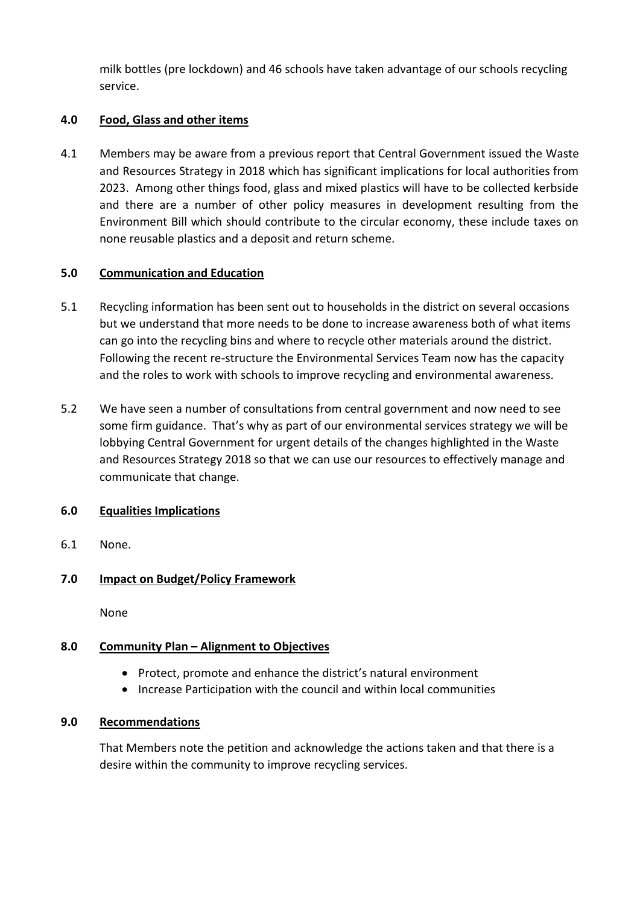milk bottles (pre lockdown) and 46 schools have taken advantage of our schools recycling service.

## 4.0 Food, Glass and other items

4.1 Members may be aware from a previous report that Central Government issued the Waste and Resources Strategy in 2018 which has significant implications for local authorities from 2023. Among other things food, glass and mixed plastics will have to be collected kerbside and there are a number of other policy measures in development resulting from the Environment Bill which should contribute to the circular economy, these include taxes on none reusable plastics and a deposit and return scheme.

## 5.0 Communication and Education

5.1 Recycling information has been sent out to households in the district on several occasions but we understand that more needs to be done to increase awareness both of what items can go into the recycling bins and where to recycle other materials around the district. Following the recent re-structure the Environmental Services Team now has the capacity and the roles to work with schools to improve recycling and environmental awareness.

5.2 We have seen a number of consultations from central government and now need to see some firm guidance. That's why as part of our environmental services strategy we will be lobbying Central Government for urgent details of the changes highlighted in the Waste and Resources Strategy 2018 so that we can use our resources to effectively manage and communicate that change.

## 6.0 Equalities Implications

6.1 None.

## 7.0 Impact on Budget/Policy Framework

None

## 8.0 Community Plan – Alignment to Objectives

- Protect, promote and enhance the district's natural environment
- Increase Participation with the council and within local communities

## 9.0 Recommendations

That Members note the petition and acknowledge the actions taken and that there is a desire within the community to improve recycling services.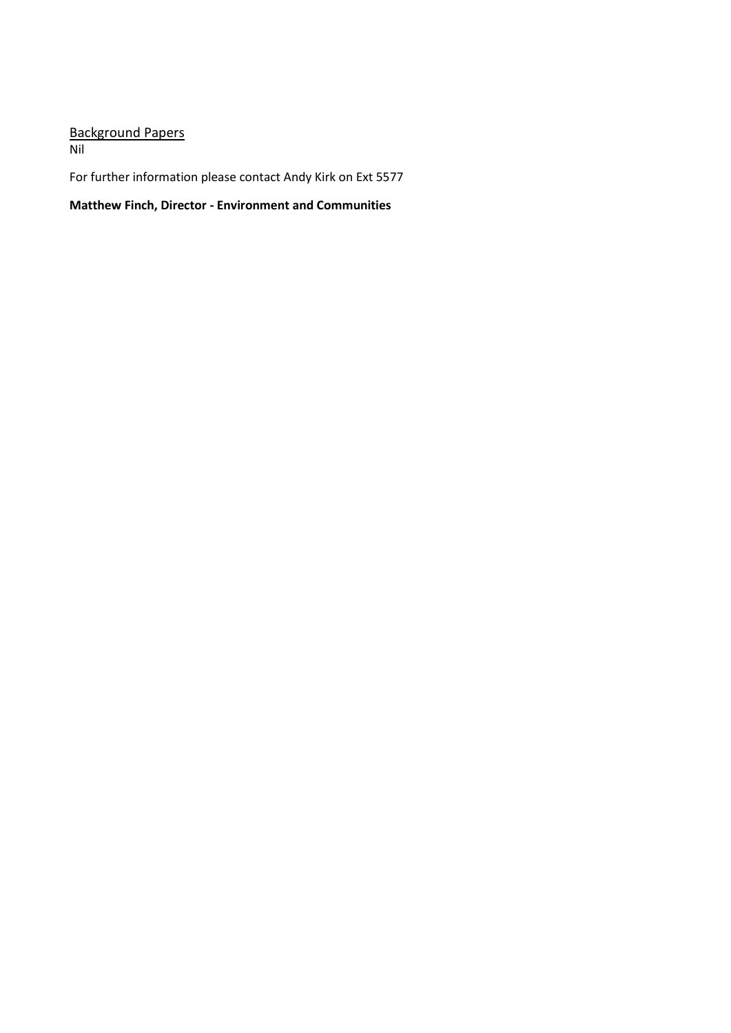<u>Background Papers</u>
Nil

For further information please contact Andy Kirk on Ext 5577

**Matthew Finch, Director - Environment and Communities**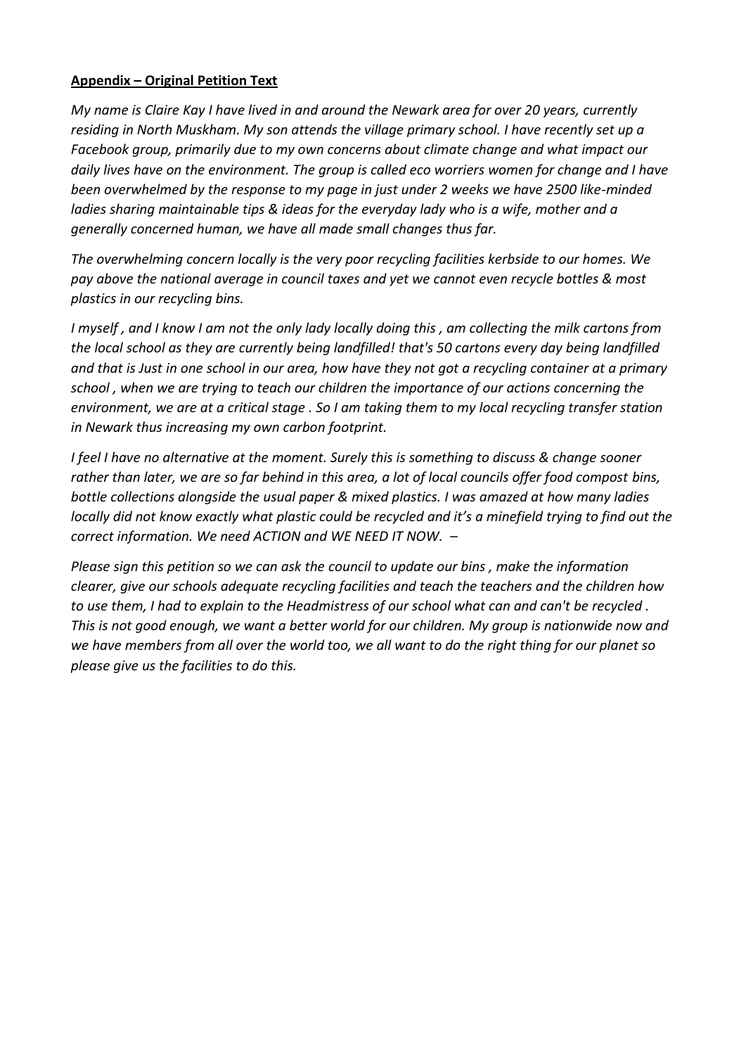**Appendix – Original Petition Text**

*My name is Claire Kay I have lived in and around the Newark area for over 20 years, currently residing in North Muskham. My son attends the village primary school. I have recently set up a Facebook group, primarily due to my own concerns about climate change and what impact our daily lives have on the environment. The group is called eco worriers women for change and I have been overwhelmed by the response to my page in just under 2 weeks we have 2500 like-minded ladies sharing maintainable tips & ideas for the everyday lady who is a wife, mother and a generally concerned human, we have all made small changes thus far.*

*The overwhelming concern locally is the very poor recycling facilities kerbside to our homes. We pay above the national average in council taxes and yet we cannot even recycle bottles & most plastics in our recycling bins.*

*I myself , and I know I am not the only lady locally doing this , am collecting the milk cartons from the local school as they are currently being landfilled! that's 50 cartons every day being landfilled and that is Just in one school in our area, how have they not got a recycling container at a primary school , when we are trying to teach our children the importance of our actions concerning the environment, we are at a critical stage . So I am taking them to my local recycling transfer station in Newark thus increasing my own carbon footprint.*

*I feel I have no alternative at the moment. Surely this is something to discuss & change sooner rather than later, we are so far behind in this area, a lot of local councils offer food compost bins, bottle collections alongside the usual paper & mixed plastics. I was amazed at how many ladies locally did not know exactly what plastic could be recycled and it's a minefield trying to find out the correct information. We need ACTION and WE NEED IT NOW. –*

*Please sign this petition so we can ask the council to update our bins , make the information clearer, give our schools adequate recycling facilities and teach the teachers and the children how to use them, I had to explain to the Headmistress of our school what can and can't be recycled . This is not good enough, we want a better world for our children. My group is nationwide now and we have members from all over the world too, we all want to do the right thing for our planet so please give us the facilities to do this.*